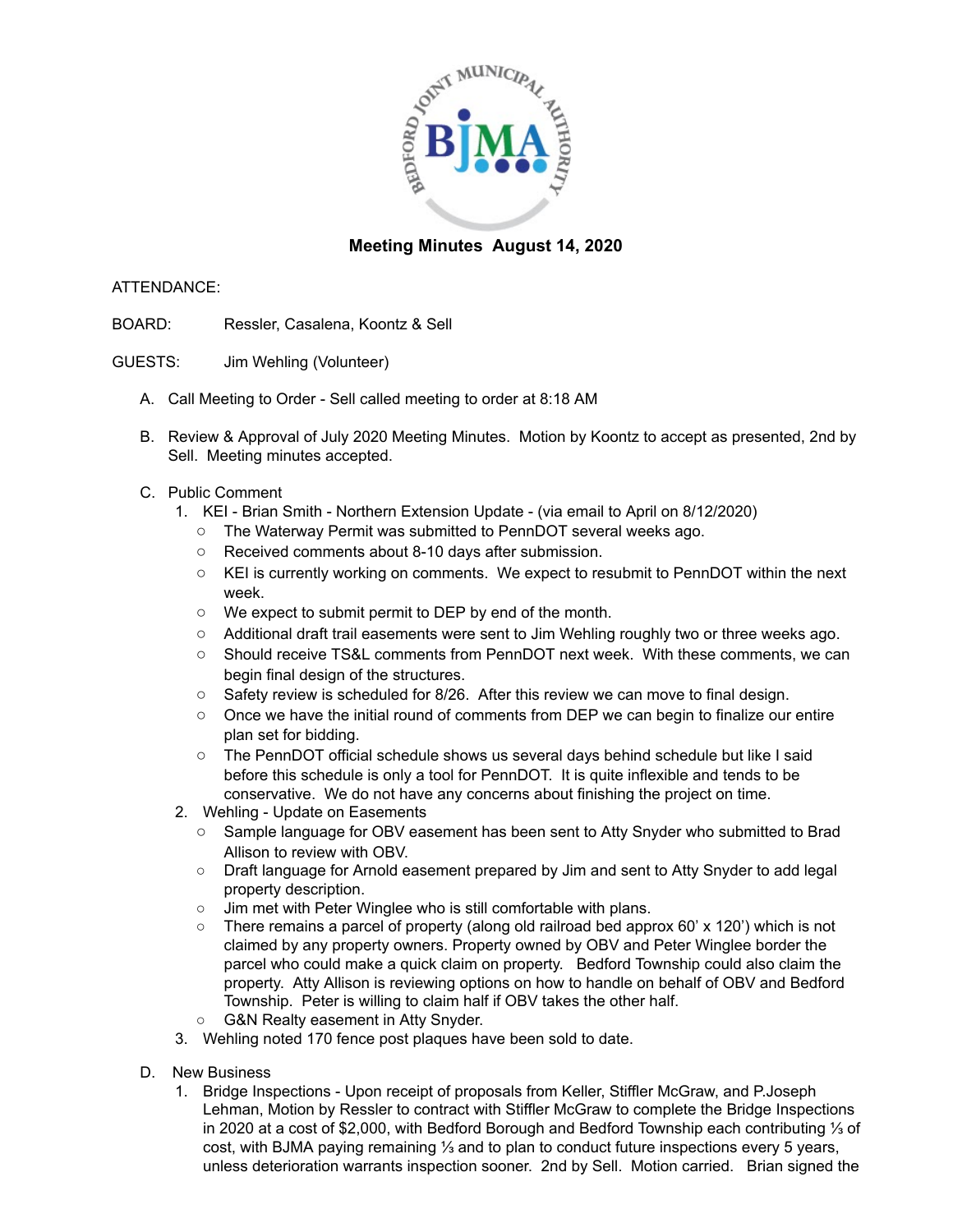# Meeting Minutes August 14, 2020

ATTENDANCE:

BOARD: Ressler, Casalena, Koontz & Sell

GUESTS: Jim Wehling (Volunteer)

A. Call Meeting to Order - Sell called meeting to order at 8:18 AM

B. Review & Approval of July 2020 Meeting Minutes. Motion by Koontz to accept as presented, 2nd by Sell. Meeting minutes accepted.

C. Public Comment

1. KEI - Brian Smith - Northern Extension Update - (via email to April on 8/12/2020)
   - The Waterway Permit was submitted to PennDOT several weeks ago.
   - Received comments about 8-10 days after submission.
   - KEI is currently working on comments. We expect to resubmit to PennDOT within the next week.
   - We expect to submit permit to DEP by end of the month.
   - Additional draft trail easements were sent to Jim Wehling roughly two or three weeks ago.
   - Should receive TS&L comments from PennDOT next week. With these comments, we can begin final design of the structures.
   - Safety review is scheduled for 8/26. After this review we can move to final design.
   - Once we have the initial round of comments from DEP we can begin to finalize our entire plan set for bidding.
   - The PennDOT official schedule shows us several days behind schedule but like I said before this schedule is only a tool for PennDOT. It is quite inflexible and tends to be conservative. We do not have any concerns about finishing the project on time.
2. Wehling - Update on Easements
   - Sample language for OBV easement has been sent to Atty Snyder who submitted to Brad Allison to review with OBV.
   - Draft language for Arnold easement prepared by Jim and sent to Atty Snyder to add legal property description.
   - Jim met with Peter Winglee who is still comfortable with plans.
   - There remains a parcel of property (along old railroad bed approx 60' x 120') which is not claimed by any property owners. Property owned by OBV and Peter Winglee border the parcel who could make a quick claim on property. Bedford Township could also claim the property. Atty Allison is reviewing options on how to handle on behalf of OBV and Bedford Township. Peter is willing to claim half if OBV takes the other half.
   - G&N Realty easement in Atty Snyder.
3. Wehling noted 170 fence post plaques have been sold to date.

D. New Business

1. Bridge Inspections - Upon receipt of proposals from Keller, Stiffler McGraw, and P.Joseph Lehman, Motion by Ressler to contract with Stiffler McGraw to complete the Bridge Inspections in 2020 at a cost of $2,000, with Bedford Borough and Bedford Township each contributing ⅓ of cost, with BJMA paying remaining ⅓ and to plan to conduct future inspections every 5 years, unless deterioration warrants inspection sooner. 2nd by Sell. Motion carried. Brian signed the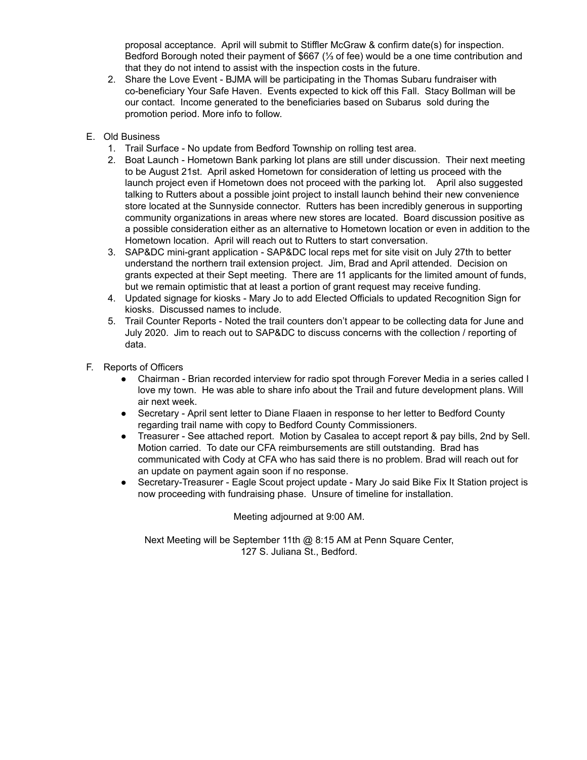proposal acceptance. April will submit to Stiffler McGraw & confirm date(s) for inspection. Bedford Borough noted their payment of $667 (⅓ of fee) would be a one time contribution and that they do not intend to assist with the inspection costs in the future.

2. Share the Love Event - BJMA will be participating in the Thomas Subaru fundraiser with co-beneficiary Your Safe Haven. Events expected to kick off this Fall. Stacy Bollman will be our contact. Income generated to the beneficiaries based on Subarus sold during the promotion period. More info to follow.

E. Old Business

1. Trail Surface - No update from Bedford Township on rolling test area.
2. Boat Launch - Hometown Bank parking lot plans are still under discussion. Their next meeting to be August 21st. April asked Hometown for consideration of letting us proceed with the launch project even if Hometown does not proceed with the parking lot. April also suggested talking to Rutters about a possible joint project to install launch behind their new convenience store located at the Sunnyside connector. Rutters has been incredibly generous in supporting community organizations in areas where new stores are located. Board discussion positive as a possible consideration either as an alternative to Hometown location or even in addition to the Hometown location. April will reach out to Rutters to start conversation.
3. SAP&DC mini-grant application - SAP&DC local reps met for site visit on July 27th to better understand the northern trail extension project. Jim, Brad and April attended. Decision on grants expected at their Sept meeting. There are 11 applicants for the limited amount of funds, but we remain optimistic that at least a portion of grant request may receive funding.
4. Updated signage for kiosks - Mary Jo to add Elected Officials to updated Recognition Sign for kiosks. Discussed names to include.
5. Trail Counter Reports - Noted the trail counters don't appear to be collecting data for June and July 2020. Jim to reach out to SAP&DC to discuss concerns with the collection / reporting of data.

F. Reports of Officers

- Chairman - Brian recorded interview for radio spot through Forever Media in a series called I love my town. He was able to share info about the Trail and future development plans. Will air next week.
- Secretary - April sent letter to Diane Flaaen in response to her letter to Bedford County regarding trail name with copy to Bedford County Commissioners.
- Treasurer - See attached report. Motion by Casalea to accept report & pay bills, 2nd by Sell. Motion carried. To date our CFA reimbursements are still outstanding. Brad has communicated with Cody at CFA who has said there is no problem. Brad will reach out for an update on payment again soon if no response.
- Secretary-Treasurer - Eagle Scout project update - Mary Jo said Bike Fix It Station project is now proceeding with fundraising phase. Unsure of timeline for installation.

Meeting adjourned at 9:00 AM.

Next Meeting will be September 11th @ 8:15 AM at Penn Square Center, 127 S. Juliana St., Bedford.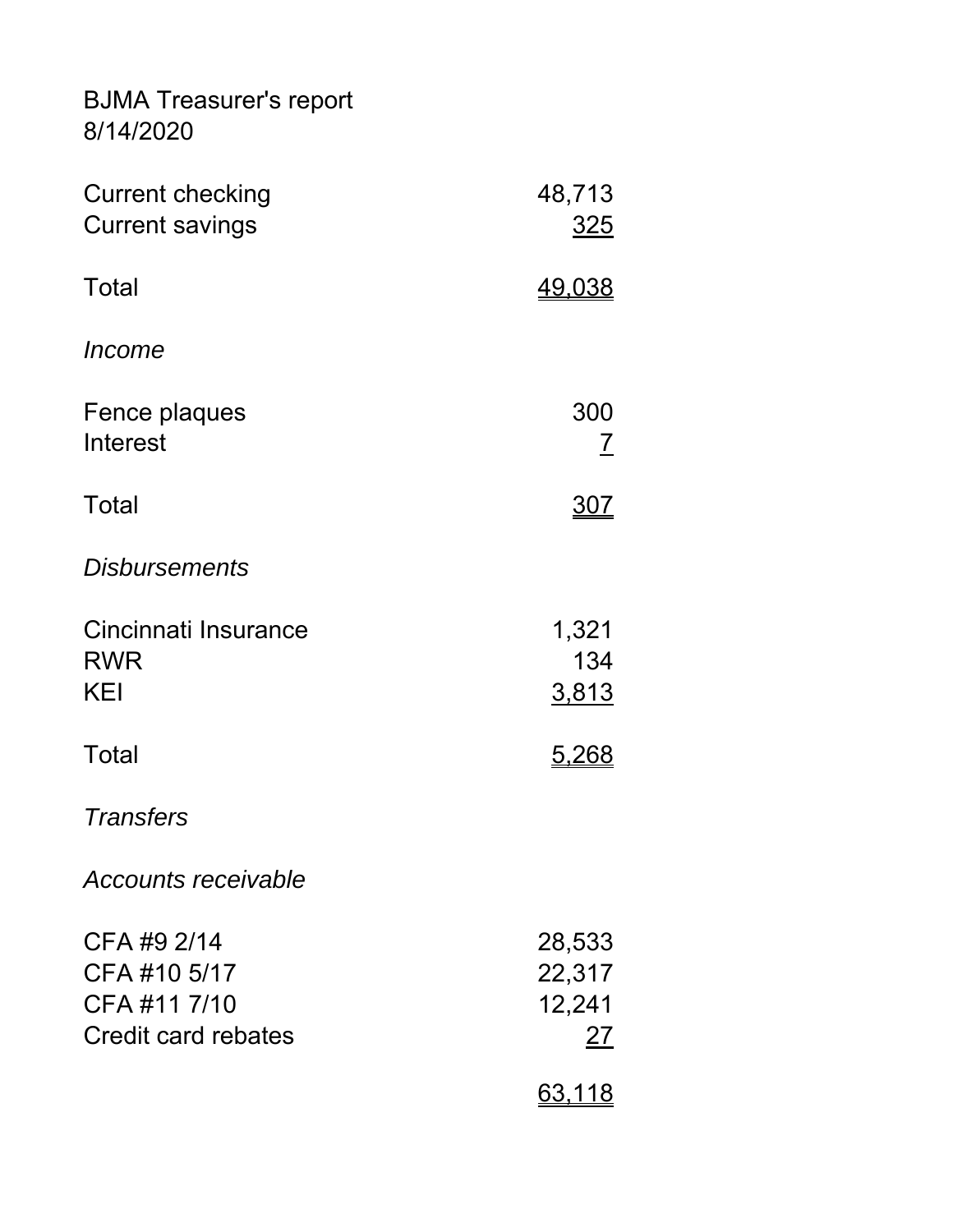BJMA Treasurer's report
8/14/2020

| | |
|---|---|
| Current checking | 48,713 |
| Current savings | 325 |
| Total | 49,038 |
| *Income* | |
| Fence plaques | 300 |
| Interest | 7 |
| Total | 307 |
| *Disbursements* | |
| Cincinnati Insurance | 1,321 |
| RWR | 134 |
| KEI | 3,813 |
| Total | 5,268 |
| *Transfers* | |
| *Accounts receivable* | |
| CFA #9 2/14 | 28,533 |
| CFA #10 5/17 | 22,317 |
| CFA #11 7/10 | 12,241 |
| Credit card rebates | 27 |
| | 63,118 |